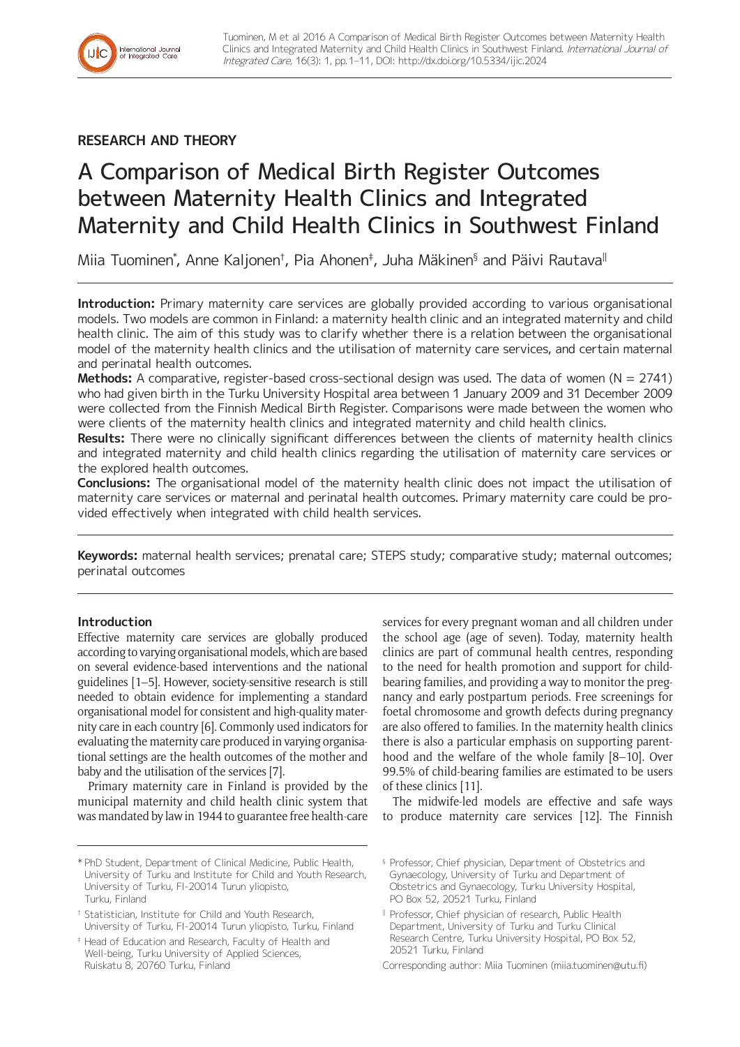RESEARCH AND THEORY

# A Comparison of Medical Birth Register Outcomes between Maternity Health Clinics and Integrated Maternity and Child Health Clinics in Southwest Finland

Miia Tuominen[*], Anne Kaljonen[†], Pia Ahonen[‡], Juha Mäkinen[§] and Päivi Rautava[||]

**Introduction:** Primary maternity care services are globally provided according to various organisational models. Two models are common in Finland: a maternity health clinic and an integrated maternity and child health clinic. The aim of this study was to clarify whether there is a relation between the organisational model of the maternity health clinics and the utilisation of maternity care services, and certain maternal and perinatal health outcomes.

**Methods:** A comparative, register-based cross-sectional design was used. The data of women (N = 2741) who had given birth in the Turku University Hospital area between 1 January 2009 and 31 December 2009 were collected from the Finnish Medical Birth Register. Comparisons were made between the women who were clients of the maternity health clinics and integrated maternity and child health clinics.

**Results:** There were no clinically significant differences between the clients of maternity health clinics and integrated maternity and child health clinics regarding the utilisation of maternity care services or the explored health outcomes.

**Conclusions:** The organisational model of the maternity health clinic does not impact the utilisation of maternity care services or maternal and perinatal health outcomes. Primary maternity care could be provided effectively when integrated with child health services.

**Keywords:** maternal health services; prenatal care; STEPS study; comparative study; maternal outcomes; perinatal outcomes

## Introduction

Effective maternity care services are globally produced according to varying organisational models, which are based on several evidence-based interventions and the national guidelines [1–5]. However, society-sensitive research is still needed to obtain evidence for implementing a standard organisational model for consistent and high-quality maternity care in each country [6]. Commonly used indicators for evaluating the maternity care produced in varying organisational settings are the health outcomes of the mother and baby and the utilisation of the services [7].

Primary maternity care in Finland is provided by the municipal maternity and child health clinic system that was mandated by law in 1944 to guarantee free health-care services for every pregnant woman and all children under the school age (age of seven). Today, maternity health clinics are part of communal health centres, responding to the need for health promotion and support for child-bearing families, and providing a way to monitor the pregnancy and early postpartum periods. Free screenings for foetal chromosome and growth defects during pregnancy are also offered to families. In the maternity health clinics there is also a particular emphasis on supporting parenthood and the welfare of the whole family [8–10]. Over 99.5% of child-bearing families are estimated to be users of these clinics [11].

The midwife-led models are effective and safe ways to produce maternity care services [12]. The Finnish

[*] PhD Student, Department of Clinical Medicine, Public Health, University of Turku and Institute for Child and Youth Research, University of Turku, FI-20014 Turun yliopisto, Turku, Finland

[†] Statistician, Institute for Child and Youth Research, University of Turku, FI-20014 Turun yliopisto, Turku, Finland

[‡] Head of Education and Research, Faculty of Health and Well-being, Turku University of Applied Sciences, Ruiskatu 8, 20760 Turku, Finland

[§] Professor, Chief physician, Department of Obstetrics and Gynaecology, University of Turku and Department of Obstetrics and Gynaecology, Turku University Hospital, PO Box 52, 20521 Turku, Finland

[||] Professor, Chief physician of research, Public Health Department, University of Turku and Turku Clinical Research Centre, Turku University Hospital, PO Box 52, 20521 Turku, Finland

Corresponding author: Miia Tuominen (miia.tuominen@utu.fi)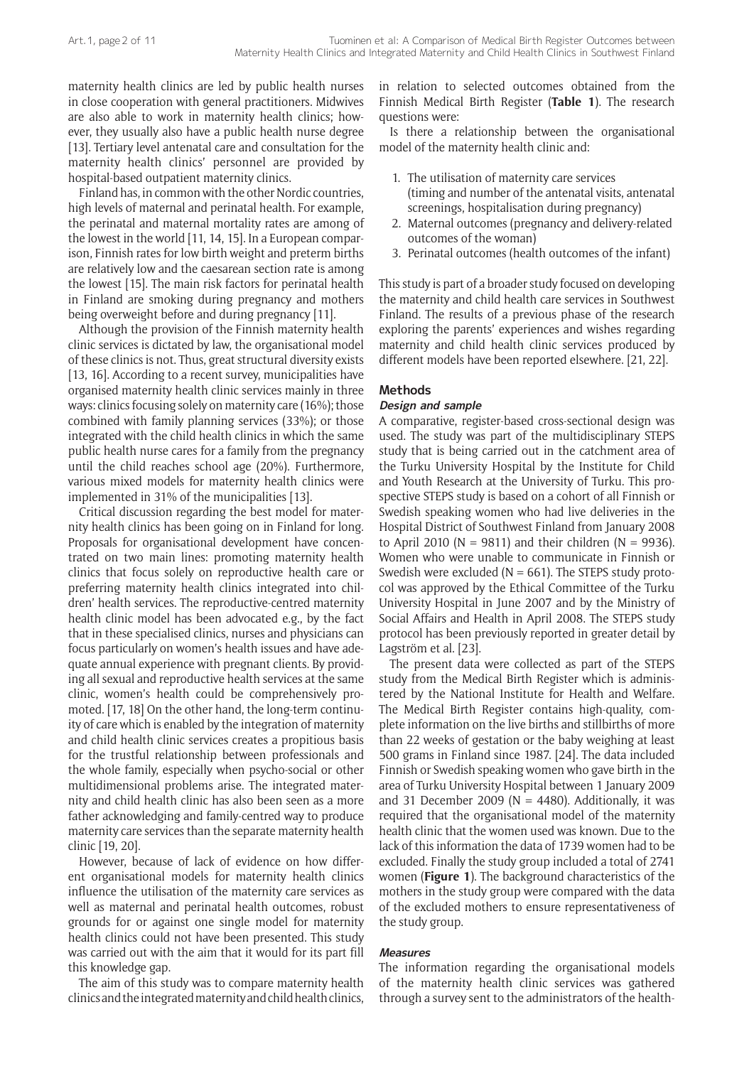maternity health clinics are led by public health nurses in close cooperation with general practitioners. Midwives are also able to work in maternity health clinics; however, they usually also have a public health nurse degree [13]. Tertiary level antenatal care and consultation for the maternity health clinics' personnel are provided by hospital-based outpatient maternity clinics.

Finland has, in common with the other Nordic countries, high levels of maternal and perinatal health. For example, the perinatal and maternal mortality rates are among of the lowest in the world [11, 14, 15]. In a European comparison, Finnish rates for low birth weight and preterm births are relatively low and the caesarean section rate is among the lowest [15]. The main risk factors for perinatal health in Finland are smoking during pregnancy and mothers being overweight before and during pregnancy [11].

Although the provision of the Finnish maternity health clinic services is dictated by law, the organisational model of these clinics is not. Thus, great structural diversity exists [13, 16]. According to a recent survey, municipalities have organised maternity health clinic services mainly in three ways: clinics focusing solely on maternity care (16%); those combined with family planning services (33%); or those integrated with the child health clinics in which the same public health nurse cares for a family from the pregnancy until the child reaches school age (20%). Furthermore, various mixed models for maternity health clinics were implemented in 31% of the municipalities [13].

Critical discussion regarding the best model for maternity health clinics has been going on in Finland for long. Proposals for organisational development have concentrated on two main lines: promoting maternity health clinics that focus solely on reproductive health care or preferring maternity health clinics integrated into children' health services. The reproductive-centred maternity health clinic model has been advocated e.g., by the fact that in these specialised clinics, nurses and physicians can focus particularly on women's health issues and have adequate annual experience with pregnant clients. By providing all sexual and reproductive health services at the same clinic, women's health could be comprehensively promoted. [17, 18] On the other hand, the long-term continuity of care which is enabled by the integration of maternity and child health clinic services creates a propitious basis for the trustful relationship between professionals and the whole family, especially when psycho-social or other multidimensional problems arise. The integrated maternity and child health clinic has also been seen as a more father acknowledging and family-centred way to produce maternity care services than the separate maternity health clinic [19, 20].

However, because of lack of evidence on how different organisational models for maternity health clinics influence the utilisation of the maternity care services as well as maternal and perinatal health outcomes, robust grounds for or against one single model for maternity health clinics could not have been presented. This study was carried out with the aim that it would for its part fill this knowledge gap.

The aim of this study was to compare maternity health clinics and the integrated maternity and child health clinics, in relation to selected outcomes obtained from the Finnish Medical Birth Register (**Table 1**). The research questions were:

Is there a relationship between the organisational model of the maternity health clinic and:

1. The utilisation of maternity care services (timing and number of the antenatal visits, antenatal screenings, hospitalisation during pregnancy)
2. Maternal outcomes (pregnancy and delivery-related outcomes of the woman)
3. Perinatal outcomes (health outcomes of the infant)

This study is part of a broader study focused on developing the maternity and child health care services in Southwest Finland. The results of a previous phase of the research exploring the parents' experiences and wishes regarding maternity and child health clinic services produced by different models have been reported elsewhere. [21, 22].

## Methods

### *Design and sample*

A comparative, register-based cross-sectional design was used. The study was part of the multidisciplinary STEPS study that is being carried out in the catchment area of the Turku University Hospital by the Institute for Child and Youth Research at the University of Turku. This prospective STEPS study is based on a cohort of all Finnish or Swedish speaking women who had live deliveries in the Hospital District of Southwest Finland from January 2008 to April 2010 (N = 9811) and their children (N = 9936). Women who were unable to communicate in Finnish or Swedish were excluded (N = 661). The STEPS study protocol was approved by the Ethical Committee of the Turku University Hospital in June 2007 and by the Ministry of Social Affairs and Health in April 2008. The STEPS study protocol has been previously reported in greater detail by Lagström et al. [23].

The present data were collected as part of the STEPS study from the Medical Birth Register which is administered by the National Institute for Health and Welfare. The Medical Birth Register contains high-quality, complete information on the live births and stillbirths of more than 22 weeks of gestation or the baby weighing at least 500 grams in Finland since 1987. [24]. The data included Finnish or Swedish speaking women who gave birth in the area of Turku University Hospital between 1 January 2009 and 31 December 2009 (N = 4480). Additionally, it was required that the organisational model of the maternity health clinic that the women used was known. Due to the lack of this information the data of 1739 women had to be excluded. Finally the study group included a total of 2741 women (**Figure 1**). The background characteristics of the mothers in the study group were compared with the data of the excluded mothers to ensure representativeness of the study group.

### *Measures*

The information regarding the organisational models of the maternity health clinic services was gathered through a survey sent to the administrators of the health-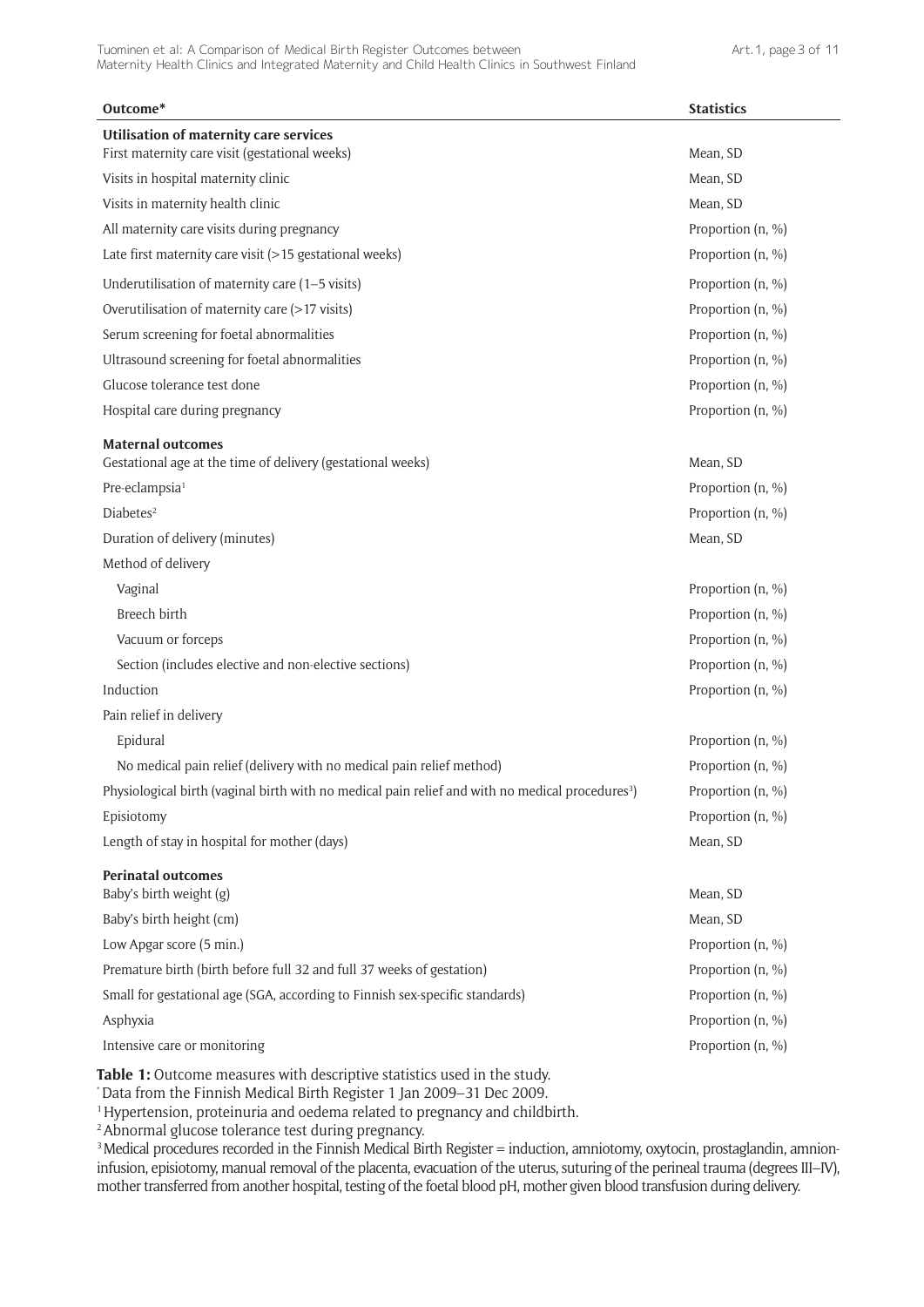| Outcome* | Statistics |
|---|---|
| **Utilisation of maternity care services** | |
| First maternity care visit (gestational weeks) | Mean, SD |
| Visits in hospital maternity clinic | Mean, SD |
| Visits in maternity health clinic | Mean, SD |
| All maternity care visits during pregnancy | Proportion (n, %) |
| Late first maternity care visit (>15 gestational weeks) | Proportion (n, %) |
| Underutilisation of maternity care (1–5 visits) | Proportion (n, %) |
| Overutilisation of maternity care (>17 visits) | Proportion (n, %) |
| Serum screening for foetal abnormalities | Proportion (n, %) |
| Ultrasound screening for foetal abnormalities | Proportion (n, %) |
| Glucose tolerance test done | Proportion (n, %) |
| Hospital care during pregnancy | Proportion (n, %) |
| **Maternal outcomes** | |
| Gestational age at the time of delivery (gestational weeks) | Mean, SD |
| Pre-eclampsia[1] | Proportion (n, %) |
| Diabetes[2] | Proportion (n, %) |
| Duration of delivery (minutes) | Mean, SD |
| Method of delivery | |
| Vaginal | Proportion (n, %) |
| Breech birth | Proportion (n, %) |
| Vacuum or forceps | Proportion (n, %) |
| Section (includes elective and non-elective sections) | Proportion (n, %) |
| Induction | Proportion (n, %) |
| Pain relief in delivery | |
| Epidural | Proportion (n, %) |
| No medical pain relief (delivery with no medical pain relief method) | Proportion (n, %) |
| Physiological birth (vaginal birth with no medical pain relief and with no medical procedures[3]) | Proportion (n, %) |
| Episiotomy | Proportion (n, %) |
| Length of stay in hospital for mother (days) | Mean, SD |
| **Perinatal outcomes** | |
| Baby's birth weight (g) | Mean, SD |
| Baby's birth height (cm) | Mean, SD |
| Low Apgar score (5 min.) | Proportion (n, %) |
| Premature birth (birth before full 32 and full 37 weeks of gestation) | Proportion (n, %) |
| Small for gestational age (SGA, according to Finnish sex-specific standards) | Proportion (n, %) |
| Asphyxia | Proportion (n, %) |
| Intensive care or monitoring | Proportion (n, %) |

**Table 1:** Outcome measures with descriptive statistics used in the study.

* Data from the Finnish Medical Birth Register 1 Jan 2009–31 Dec 2009.

[1] Hypertension, proteinuria and oedema related to pregnancy and childbirth.

[2] Abnormal glucose tolerance test during pregnancy.

[3] Medical procedures recorded in the Finnish Medical Birth Register = induction, amniotomy, oxytocin, prostaglandin, amnion-infusion, episiotomy, manual removal of the placenta, evacuation of the uterus, suturing of the perineal trauma (degrees III–IV), mother transferred from another hospital, testing of the foetal blood pH, mother given blood transfusion during delivery.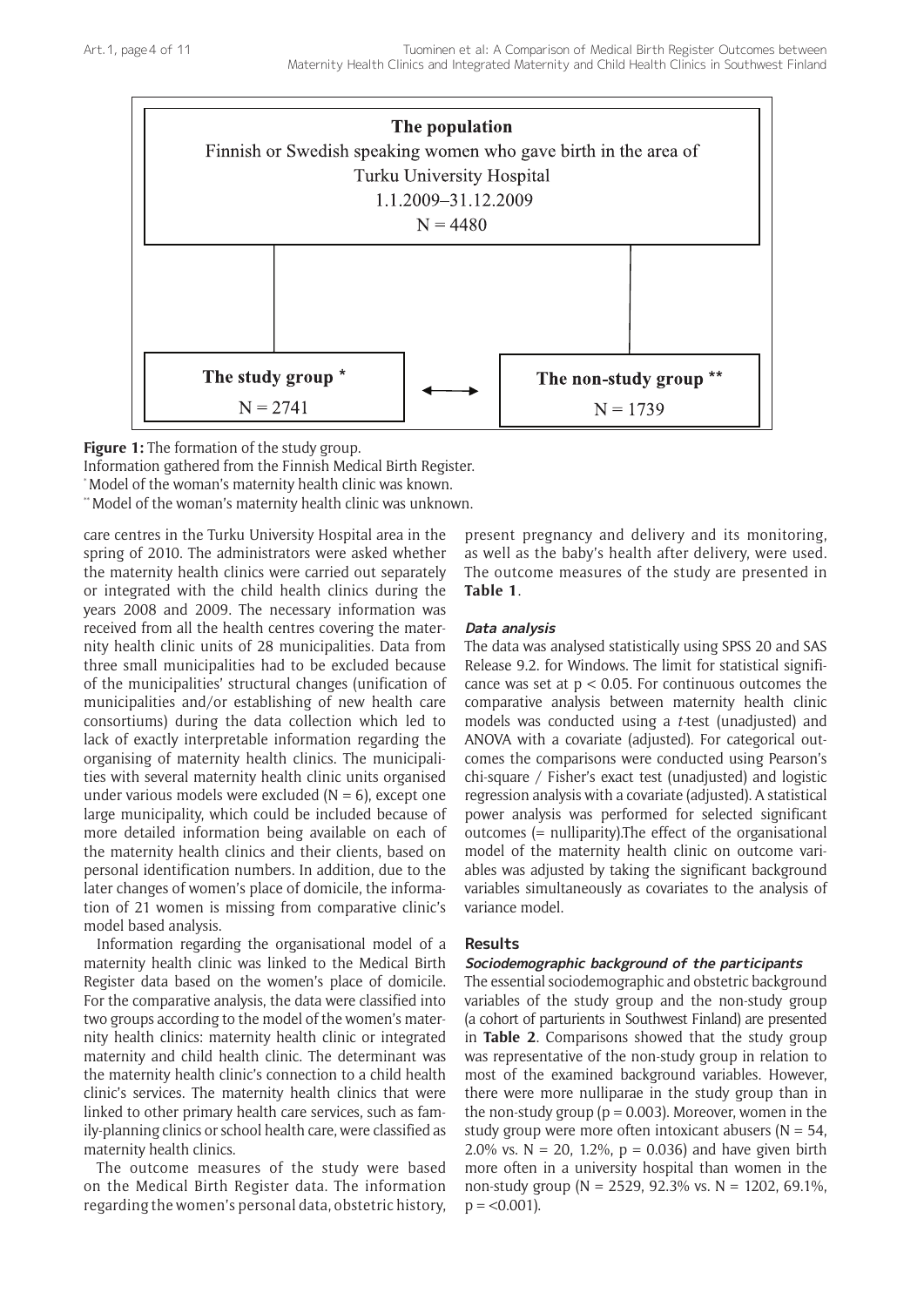The population

Finnish or Swedish speaking women who gave birth in the area of Turku University Hospital

1.1.2009–31.12.2009

N = 4480

The study group * N = 2741 ⟷ The non-study group ** N = 1739

**Figure 1:** The formation of the study group.

Information gathered from the Finnish Medical Birth Register.

* Model of the woman's maternity health clinic was known.

** Model of the woman's maternity health clinic was unknown.

care centres in the Turku University Hospital area in the spring of 2010. The administrators were asked whether the maternity health clinics were carried out separately or integrated with the child health clinics during the years 2008 and 2009. The necessary information was received from all the health centres covering the maternity health clinic units of 28 municipalities. Data from three small municipalities had to be excluded because of the municipalities' structural changes (unification of municipalities and/or establishing of new health care consortiums) during the data collection which led to lack of exactly interpretable information regarding the organising of maternity health clinics. The municipalities with several maternity health clinic units organised under various models were excluded (N = 6), except one large municipality, which could be included because of more detailed information being available on each of the maternity health clinics and their clients, based on personal identification numbers. In addition, due to the later changes of women's place of domicile, the information of 21 women is missing from comparative clinic's model based analysis.

Information regarding the organisational model of a maternity health clinic was linked to the Medical Birth Register data based on the women's place of domicile. For the comparative analysis, the data were classified into two groups according to the model of the women's maternity health clinics: maternity health clinic or integrated maternity and child health clinic. The determinant was the maternity health clinic's connection to a child health clinic's services. The maternity health clinics that were linked to other primary health care services, such as family-planning clinics or school health care, were classified as maternity health clinics.

The outcome measures of the study were based on the Medical Birth Register data. The information regarding the women's personal data, obstetric history, present pregnancy and delivery and its monitoring, as well as the baby's health after delivery, were used. The outcome measures of the study are presented in **Table 1**.

#### *Data analysis*

The data was analysed statistically using SPSS 20 and SAS Release 9.2. for Windows. The limit for statistical significance was set at $p < 0.05$. For continuous outcomes the comparative analysis between maternity health clinic models was conducted using a *t*-test (unadjusted) and ANOVA with a covariate (adjusted). For categorical outcomes the comparisons were conducted using Pearson's chi-square / Fisher's exact test (unadjusted) and logistic regression analysis with a covariate (adjusted). A statistical power analysis was performed for selected significant outcomes (= nulliparity).The effect of the organisational model of the maternity health clinic on outcome variables was adjusted by taking the significant background variables simultaneously as covariates to the analysis of variance model.

## Results

#### *Sociodemographic background of the participants*

The essential sociodemographic and obstetric background variables of the study group and the non-study group (a cohort of parturients in Southwest Finland) are presented in **Table 2**. Comparisons showed that the study group was representative of the non-study group in relation to most of the examined background variables. However, there were more nulliparae in the study group than in the non-study group ($p = 0.003$). Moreover, women in the study group were more often intoxicant abusers (N = 54, 2.0% vs. N = 20, 1.2%, $p = 0.036$) and have given birth more often in a university hospital than women in the non-study group (N = 2529, 92.3% vs. N = 1202, 69.1%, $p = <0.001$).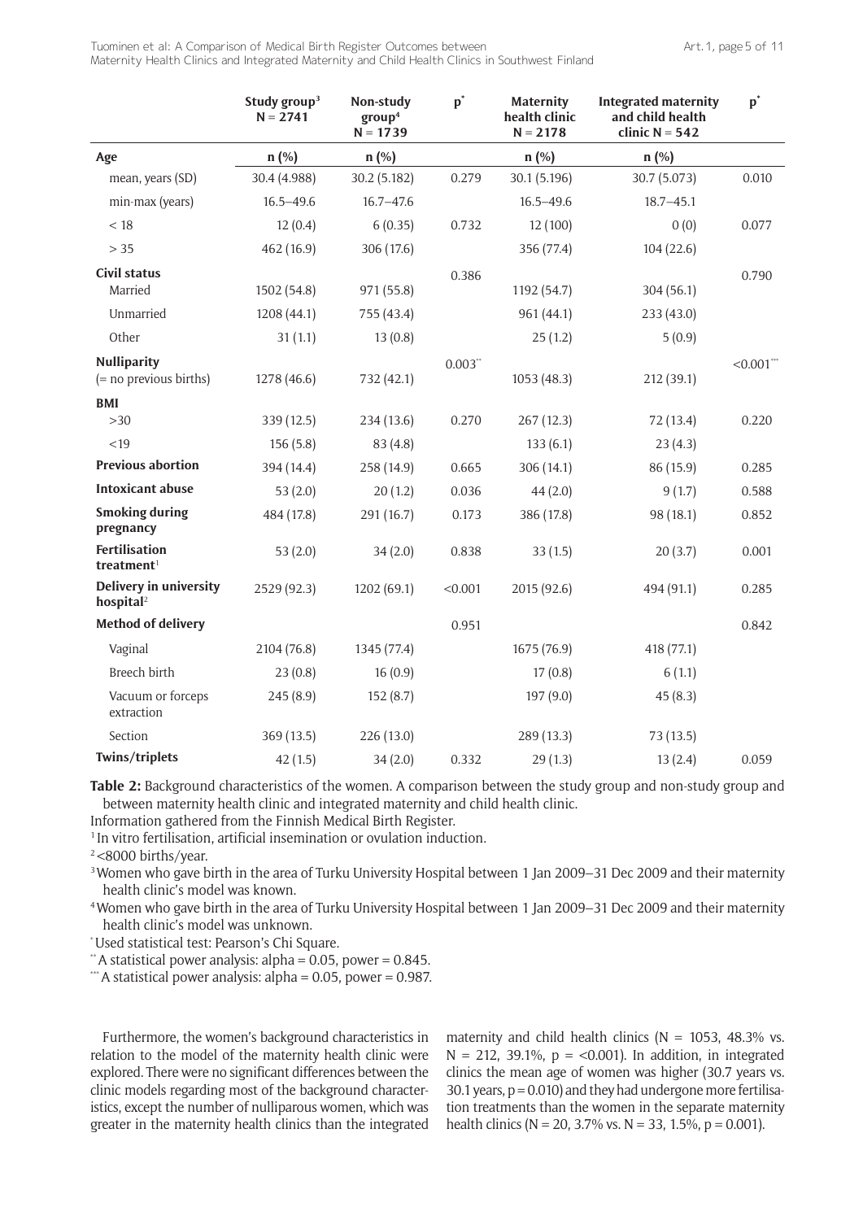| | Study group[3] N = 2741 | Non-study group[4] N = 1739 | p[*] | Maternity health clinic N = 2178 | Integrated maternity and child health clinic N = 542 | p[*] |
|---|---|---|---|---|---|---|
| **Age** | n (%) | n (%) | | n (%) | n (%) | |
| mean, years (SD) | 30.4 (4.988) | 30.2 (5.182) | 0.279 | 30.1 (5.196) | 30.7 (5.073) | 0.010 |
| min-max (years) | 16.5–49.6 | 16.7–47.6 | | 16.5–49.6 | 18.7–45.1 | |
| < 18 | 12 (0.4) | 6 (0.35) | 0.732 | 12 (100) | 0 (0) | 0.077 |
| > 35 | 462 (16.9) | 306 (17.6) | | 356 (77.4) | 104 (22.6) | |
| **Civil status** | | | 0.386 | | | 0.790 |
| Married | 1502 (54.8) | 971 (55.8) | | 1192 (54.7) | 304 (56.1) | |
| Unmarried | 1208 (44.1) | 755 (43.4) | | 961 (44.1) | 233 (43.0) | |
| Other | 31 (1.1) | 13 (0.8) | | 25 (1.2) | 5 (0.9) | |
| **Nulliparity** (= no previous births) | 1278 (46.6) | 732 (42.1) | 0.003[**] | 1053 (48.3) | 212 (39.1) | <0.001[***] |
| **BMI** | | | | | | |
| >30 | 339 (12.5) | 234 (13.6) | 0.270 | 267 (12.3) | 72 (13.4) | 0.220 |
| <19 | 156 (5.8) | 83 (4.8) | | 133 (6.1) | 23 (4.3) | |
| **Previous abortion** | 394 (14.4) | 258 (14.9) | 0.665 | 306 (14.1) | 86 (15.9) | 0.285 |
| **Intoxicant abuse** | 53 (2.0) | 20 (1.2) | 0.036 | 44 (2.0) | 9 (1.7) | 0.588 |
| **Smoking during pregnancy** | 484 (17.8) | 291 (16.7) | 0.173 | 386 (17.8) | 98 (18.1) | 0.852 |
| **Fertilisation treatment**[1] | 53 (2.0) | 34 (2.0) | 0.838 | 33 (1.5) | 20 (3.7) | 0.001 |
| **Delivery in university hospital**[2] | 2529 (92.3) | 1202 (69.1) | <0.001 | 2015 (92.6) | 494 (91.1) | 0.285 |
| **Method of delivery** | | | 0.951 | | | 0.842 |
| Vaginal | 2104 (76.8) | 1345 (77.4) | | 1675 (76.9) | 418 (77.1) | |
| Breech birth | 23 (0.8) | 16 (0.9) | | 17 (0.8) | 6 (1.1) | |
| Vacuum or forceps extraction | 245 (8.9) | 152 (8.7) | | 197 (9.0) | 45 (8.3) | |
| Section | 369 (13.5) | 226 (13.0) | | 289 (13.3) | 73 (13.5) | |
| **Twins/triplets** | 42 (1.5) | 34 (2.0) | 0.332 | 29 (1.3) | 13 (2.4) | 0.059 |

**Table 2:** Background characteristics of the women. A comparison between the study group and non-study group and between maternity health clinic and integrated maternity and child health clinic.

Information gathered from the Finnish Medical Birth Register.

[1] In vitro fertilisation, artificial insemination or ovulation induction.

[2] <8000 births/year.

[3] Women who gave birth in the area of Turku University Hospital between 1 Jan 2009–31 Dec 2009 and their maternity health clinic's model was known.

[4] Women who gave birth in the area of Turku University Hospital between 1 Jan 2009–31 Dec 2009 and their maternity health clinic's model was unknown.

[*] Used statistical test: Pearson's Chi Square.

[**] A statistical power analysis: alpha = 0.05, power = 0.845.

[***] A statistical power analysis: alpha = 0.05, power = 0.987.

Furthermore, the women's background characteristics in relation to the model of the maternity health clinic were explored. There were no significant differences between the clinic models regarding most of the background characteristics, except the number of nulliparous women, which was greater in the maternity health clinics than the integrated maternity and child health clinics (N = 1053, 48.3% vs. N = 212, 39.1%, p = <0.001). In addition, in integrated clinics the mean age of women was higher (30.7 years vs. 30.1 years, p = 0.010) and they had undergone more fertilisation treatments than the women in the separate maternity health clinics (N = 20, 3.7% vs. N = 33, 1.5%, p = 0.001).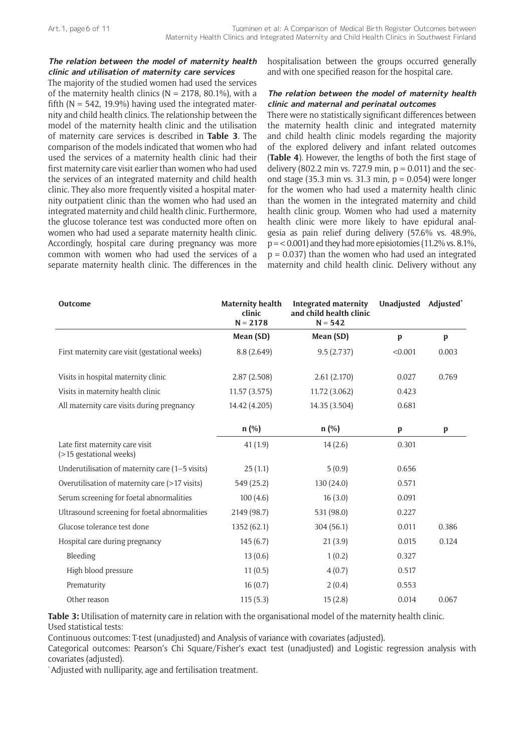#### *The relation between the model of maternity health clinic and utilisation of maternity care services*

The majority of the studied women had used the services of the maternity health clinics (N = 2178, 80.1%), with a fifth (N = 542, 19.9%) having used the integrated maternity and child health clinics. The relationship between the model of the maternity health clinic and the utilisation of maternity care services is described in **Table 3**. The comparison of the models indicated that women who had used the services of a maternity health clinic had their first maternity care visit earlier than women who had used the services of an integrated maternity and child health clinic. They also more frequently visited a hospital maternity outpatient clinic than the women who had used an integrated maternity and child health clinic. Furthermore, the glucose tolerance test was conducted more often on women who had used a separate maternity health clinic. Accordingly, hospital care during pregnancy was more common with women who had used the services of a separate maternity health clinic. The differences in the hospitalisation between the groups occurred generally and with one specified reason for the hospital care.

#### *The relation between the model of maternity health clinic and maternal and perinatal outcomes*

There were no statistically significant differences between the maternity health clinic and integrated maternity and child health clinic models regarding the majority of the explored delivery and infant related outcomes (**Table 4**). However, the lengths of both the first stage of delivery (802.2 min vs. 727.9 min, $p = 0.011$) and the second stage (35.3 min vs. 31.3 min, $p = 0.054$) were longer for the women who had used a maternity health clinic than the women in the integrated maternity and child health clinic group. Women who had used a maternity health clinic were more likely to have epidural analgesia as pain relief during delivery (57.6% vs. 48.9%, $p = < 0.001$) and they had more episiotomies (11.2% vs. 8.1%, $p = 0.037$) than the women who had used an integrated maternity and child health clinic. Delivery without any

| Outcome | Maternity health clinic N = 2178 | Integrated maternity and child health clinic N = 542 | Unadjusted | Adjusted* |
|---|---|---|---|---|
| | **Mean (SD)** | **Mean (SD)** | **p** | **p** |
| First maternity care visit (gestational weeks) | 8.8 (2.649) | 9.5 (2.737) | <0.001 | 0.003 |
| Visits in hospital maternity clinic | 2.87 (2.508) | 2.61 (2.170) | 0.027 | 0.769 |
| Visits in maternity health clinic | 11.57 (3.575) | 11.72 (3.062) | 0.423 | |
| All maternity care visits during pregnancy | 14.42 (4.205) | 14.35 (3.504) | 0.681 | |
| | **n (%)** | **n (%)** | **p** | **p** |
| Late first maternity care visit (>15 gestational weeks) | 41 (1.9) | 14 (2.6) | 0.301 | |
| Underutilisation of maternity care (1–5 visits) | 25 (1.1) | 5 (0.9) | 0.656 | |
| Overutilisation of maternity care (>17 visits) | 549 (25.2) | 130 (24.0) | 0.571 | |
| Serum screening for foetal abnormalities | 100 (4.6) | 16 (3.0) | 0.091 | |
| Ultrasound screening for foetal abnormalities | 2149 (98.7) | 531 (98.0) | 0.227 | |
| Glucose tolerance test done | 1352 (62.1) | 304 (56.1) | 0.011 | 0.386 |
| Hospital care during pregnancy | 145 (6.7) | 21 (3.9) | 0.015 | 0.124 |
| Bleeding | 13 (0.6) | 1 (0.2) | 0.327 | |
| High blood pressure | 11 (0.5) | 4 (0.7) | 0.517 | |
| Prematurity | 16 (0.7) | 2 (0.4) | 0.553 | |
| Other reason | 115 (5.3) | 15 (2.8) | 0.014 | 0.067 |

**Table 3:** Utilisation of maternity care in relation with the organisational model of the maternity health clinic.
Used statistical tests:
Continuous outcomes: T-test (unadjusted) and Analysis of variance with covariates (adjusted).
Categorical outcomes: Pearson's Chi Square/Fisher's exact test (unadjusted) and Logistic regression analysis with covariates (adjusted).
* Adjusted with nulliparity, age and fertilisation treatment.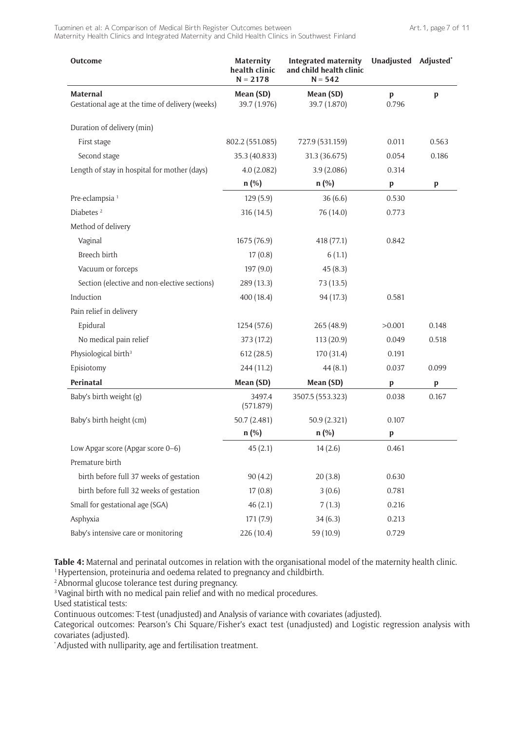| Outcome | Maternity health clinic N = 2178 | Integrated maternity and child health clinic N = 542 | Unadjusted | Adjusted* |
|---|---|---|---|---|
| **Maternal** | **Mean (SD)** | **Mean (SD)** | **p** | **p** |
| Gestational age at the time of delivery (weeks) | 39.7 (1.976) | 39.7 (1.870) | 0.796 | |
| Duration of delivery (min) | | | | |
| First stage | 802.2 (551.085) | 727.9 (531.159) | 0.011 | 0.563 |
| Second stage | 35.3 (40.833) | 31.3 (36.675) | 0.054 | 0.186 |
| Length of stay in hospital for mother (days) | 4.0 (2.082) | 3.9 (2.086) | 0.314 | |
| | **n (%)** | **n (%)** | **p** | **p** |
| Pre-eclampsia [1] | 129 (5.9) | 36 (6.6) | 0.530 | |
| Diabetes [2] | 316 (14.5) | 76 (14.0) | 0.773 | |
| Method of delivery | | | | |
| Vaginal | 1675 (76.9) | 418 (77.1) | 0.842 | |
| Breech birth | 17 (0.8) | 6 (1.1) | | |
| Vacuum or forceps | 197 (9.0) | 45 (8.3) | | |
| Section (elective and non-elective sections) | 289 (13.3) | 73 (13.5) | | |
| Induction | 400 (18.4) | 94 (17.3) | 0.581 | |
| Pain relief in delivery | | | | |
| Epidural | 1254 (57.6) | 265 (48.9) | >0.001 | 0.148 |
| No medical pain relief | 373 (17.2) | 113 (20.9) | 0.049 | 0.518 |
| Physiological birth[3] | 612 (28.5) | 170 (31.4) | 0.191 | |
| Episiotomy | 244 (11.2) | 44 (8.1) | 0.037 | 0.099 |
| **Perinatal** | **Mean (SD)** | **Mean (SD)** | **p** | **p** |
| Baby's birth weight (g) | 3497.4 (571.879) | 3507.5 (553.323) | 0.038 | 0.167 |
| Baby's birth height (cm) | 50.7 (2.481) | 50.9 (2.321) | 0.107 | |
| | **n (%)** | **n (%)** | **p** | |
| Low Apgar score (Apgar score 0–6) | 45 (2.1) | 14 (2.6) | 0.461 | |
| Premature birth | | | | |
| birth before full 37 weeks of gestation | 90 (4.2) | 20 (3.8) | 0.630 | |
| birth before full 32 weeks of gestation | 17 (0.8) | 3 (0.6) | 0.781 | |
| Small for gestational age (SGA) | 46 (2.1) | 7 (1.3) | 0.216 | |
| Asphyxia | 171 (7.9) | 34 (6.3) | 0.213 | |
| Baby's intensive care or monitoring | 226 (10.4) | 59 (10.9) | 0.729 | |

**Table 4:** Maternal and perinatal outcomes in relation with the organisational model of the maternity health clinic.
[1] Hypertension, proteinuria and oedema related to pregnancy and childbirth.
[2] Abnormal glucose tolerance test during pregnancy.
[3] Vaginal birth with no medical pain relief and with no medical procedures.
Used statistical tests:
Continuous outcomes: T-test (unadjusted) and Analysis of variance with covariates (adjusted).
Categorical outcomes: Pearson's Chi Square/Fisher's exact test (unadjusted) and Logistic regression analysis with covariates (adjusted).
[*] Adjusted with nulliparity, age and fertilisation treatment.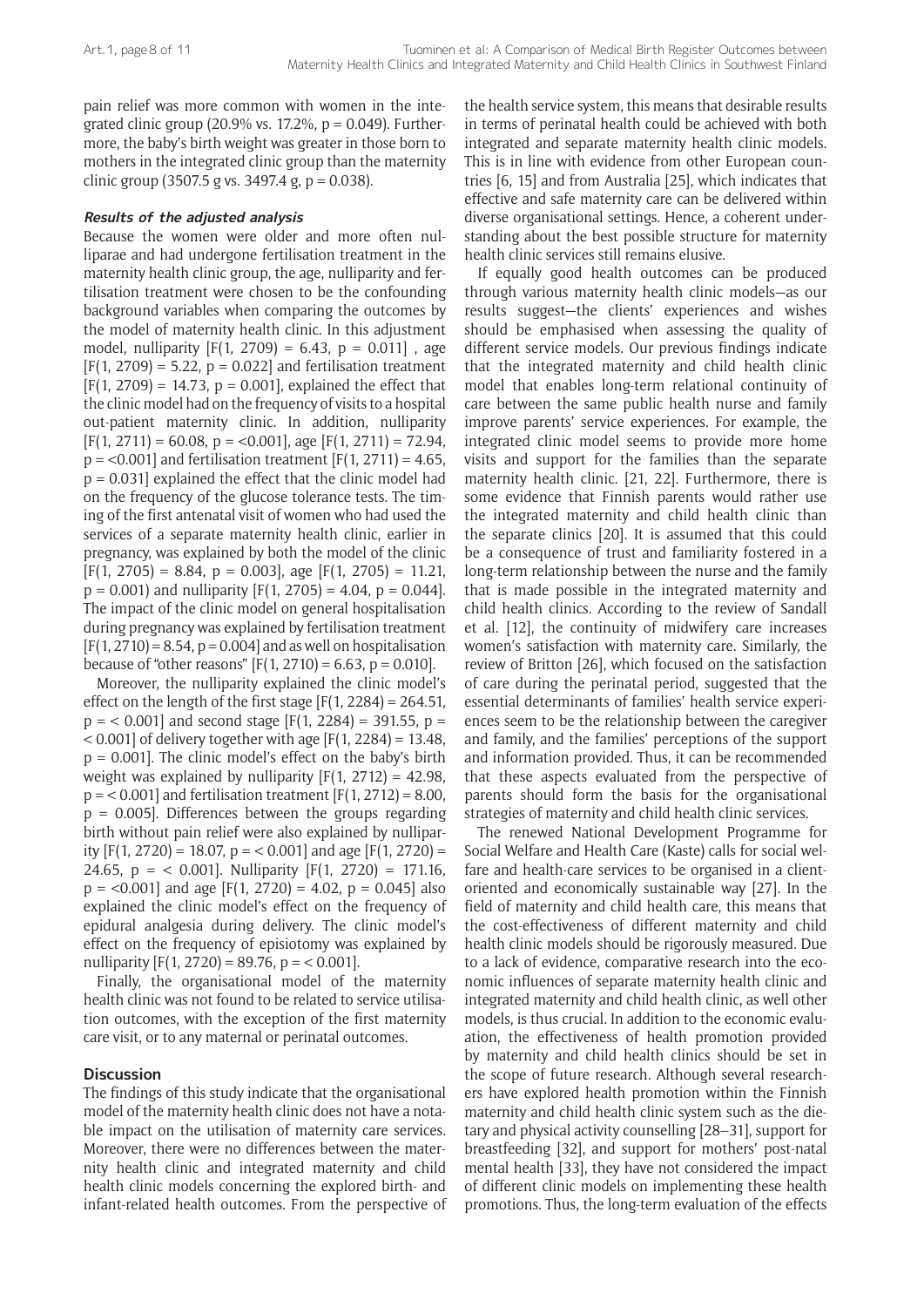pain relief was more common with women in the integrated clinic group (20.9% vs. 17.2%, $p = 0.049$). Furthermore, the baby's birth weight was greater in those born to mothers in the integrated clinic group than the maternity clinic group (3507.5 g vs. 3497.4 g, $p = 0.038$).

#### *Results of the adjusted analysis*

Because the women were older and more often nulliparae and had undergone fertilisation treatment in the maternity health clinic group, the age, nulliparity and fertilisation treatment were chosen to be the confounding background variables when comparing the outcomes by the model of maternity health clinic. In this adjustment model, nulliparity [$F(1, 2709) = 6.43$, $p = 0.011$] , age [$F(1, 2709) = 5.22$, $p = 0.022$] and fertilisation treatment [$F(1, 2709) = 14.73$, $p = 0.001$], explained the effect that the clinic model had on the frequency of visits to a hospital out-patient maternity clinic. In addition, nulliparity [$F(1, 2711) = 60.08$, $p = <0.001$], age [$F(1, 2711) = 72.94$, $p = <0.001$] and fertilisation treatment [$F(1, 2711) = 4.65$, $p = 0.031$] explained the effect that the clinic model had on the frequency of the glucose tolerance tests. The timing of the first antenatal visit of women who had used the services of a separate maternity health clinic, earlier in pregnancy, was explained by both the model of the clinic [$F(1, 2705) = 8.84$, $p = 0.003$], age [$F(1, 2705) = 11.21$, $p = 0.001$) and nulliparity [$F(1, 2705) = 4.04$, $p = 0.044$]. The impact of the clinic model on general hospitalisation during pregnancy was explained by fertilisation treatment [$F(1, 2710) = 8.54$, $p = 0.004$] and as well on hospitalisation because of "other reasons" [$F(1, 2710) = 6.63$, $p = 0.010$].

Moreover, the nulliparity explained the clinic model's effect on the length of the first stage [$F(1, 2284) = 264.51$, $p = < 0.001$] and second stage [$F(1, 2284) = 391.55$, $p = < 0.001$] of delivery together with age [$F(1, 2284) = 13.48$, $p = 0.001$]. The clinic model's effect on the baby's birth weight was explained by nulliparity [$F(1, 2712) = 42.98$, $p = < 0.001$] and fertilisation treatment [$F(1, 2712) = 8.00$, $p = 0.005$]. Differences between the groups regarding birth without pain relief were also explained by nulliparity [$F(1, 2720) = 18.07$, $p = < 0.001$] and age [$F(1, 2720) = 24.65$, $p = < 0.001$]. Nulliparity [$F(1, 2720) = 171.16$, $p = <0.001$] and age [$F(1, 2720) = 4.02$, $p = 0.045$] also explained the clinic model's effect on the frequency of epidural analgesia during delivery. The clinic model's effect on the frequency of episiotomy was explained by nulliparity [$F(1, 2720) = 89.76$, $p = < 0.001$].

Finally, the organisational model of the maternity health clinic was not found to be related to service utilisation outcomes, with the exception of the first maternity care visit, or to any maternal or perinatal outcomes.

## Discussion

The findings of this study indicate that the organisational model of the maternity health clinic does not have a notable impact on the utilisation of maternity care services. Moreover, there were no differences between the maternity health clinic and integrated maternity and child health clinic models concerning the explored birth- and infant-related health outcomes. From the perspective of the health service system, this means that desirable results in terms of perinatal health could be achieved with both integrated and separate maternity health clinic models. This is in line with evidence from other European countries [6, 15] and from Australia [25], which indicates that effective and safe maternity care can be delivered within diverse organisational settings. Hence, a coherent understanding about the best possible structure for maternity health clinic services still remains elusive.

If equally good health outcomes can be produced through various maternity health clinic models—as our results suggest—the clients' experiences and wishes should be emphasised when assessing the quality of different service models. Our previous findings indicate that the integrated maternity and child health clinic model that enables long-term relational continuity of care between the same public health nurse and family improve parents' service experiences. For example, the integrated clinic model seems to provide more home visits and support for the families than the separate maternity health clinic. [21, 22]. Furthermore, there is some evidence that Finnish parents would rather use the integrated maternity and child health clinic than the separate clinics [20]. It is assumed that this could be a consequence of trust and familiarity fostered in a long-term relationship between the nurse and the family that is made possible in the integrated maternity and child health clinics. According to the review of Sandall et al. [12], the continuity of midwifery care increases women's satisfaction with maternity care. Similarly, the review of Britton [26], which focused on the satisfaction of care during the perinatal period, suggested that the essential determinants of families' health service experiences seem to be the relationship between the caregiver and family, and the families' perceptions of the support and information provided. Thus, it can be recommended that these aspects evaluated from the perspective of parents should form the basis for the organisational strategies of maternity and child health clinic services.

The renewed National Development Programme for Social Welfare and Health Care (Kaste) calls for social welfare and health-care services to be organised in a client-oriented and economically sustainable way [27]. In the field of maternity and child health care, this means that the cost-effectiveness of different maternity and child health clinic models should be rigorously measured. Due to a lack of evidence, comparative research into the economic influences of separate maternity health clinic and integrated maternity and child health clinic, as well other models, is thus crucial. In addition to the economic evaluation, the effectiveness of health promotion provided by maternity and child health clinics should be set in the scope of future research. Although several researchers have explored health promotion within the Finnish maternity and child health clinic system such as the dietary and physical activity counselling [28–31], support for breastfeeding [32], and support for mothers' post-natal mental health [33], they have not considered the impact of different clinic models on implementing these health promotions. Thus, the long-term evaluation of the effects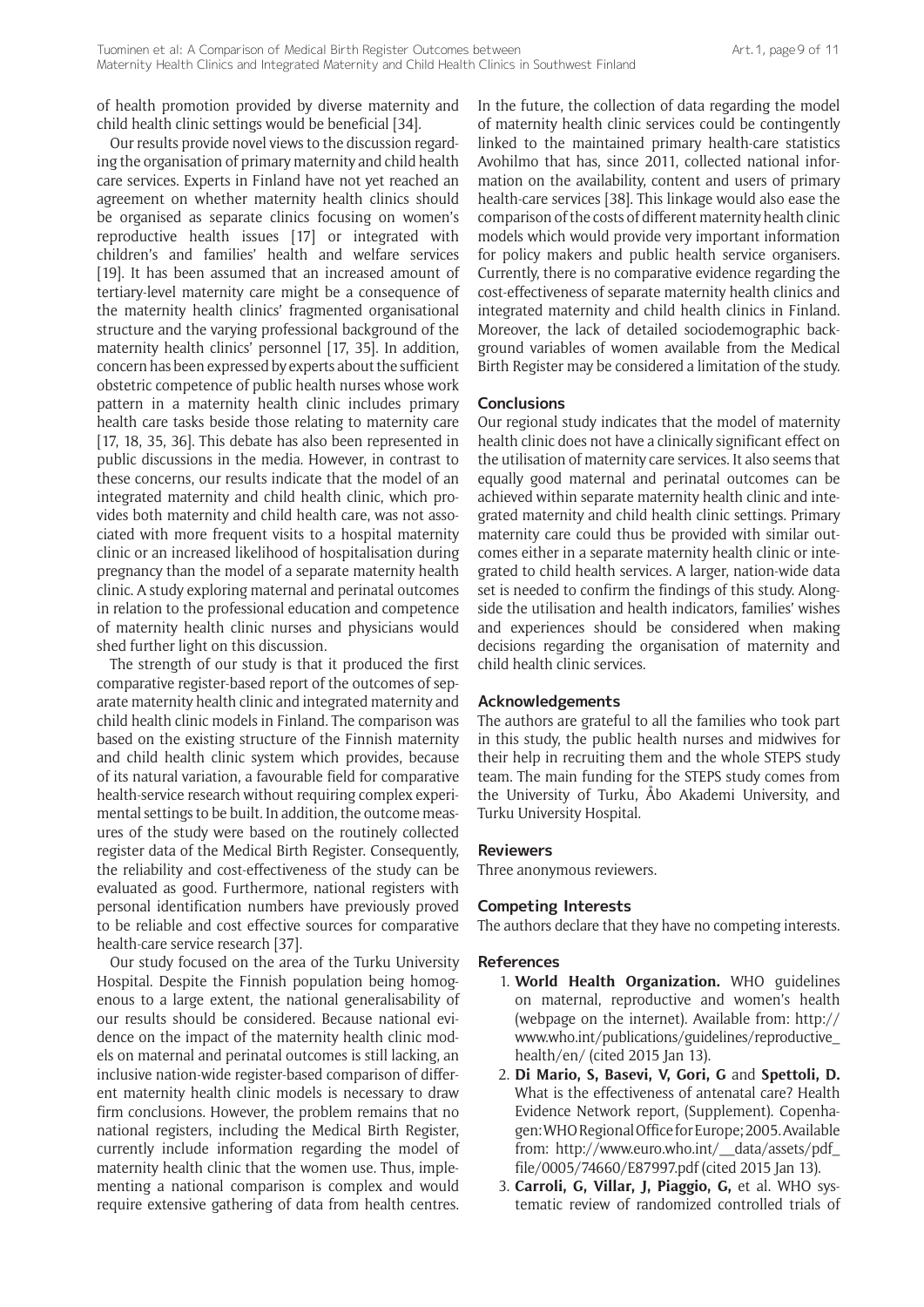of health promotion provided by diverse maternity and child health clinic settings would be beneficial [34].

Our results provide novel views to the discussion regarding the organisation of primary maternity and child health care services. Experts in Finland have not yet reached an agreement on whether maternity health clinics should be organised as separate clinics focusing on women's reproductive health issues [17] or integrated with children's and families' health and welfare services [19]. It has been assumed that an increased amount of tertiary-level maternity care might be a consequence of the maternity health clinics' fragmented organisational structure and the varying professional background of the maternity health clinics' personnel [17, 35]. In addition, concern has been expressed by experts about the sufficient obstetric competence of public health nurses whose work pattern in a maternity health clinic includes primary health care tasks beside those relating to maternity care [17, 18, 35, 36]. This debate has also been represented in public discussions in the media. However, in contrast to these concerns, our results indicate that the model of an integrated maternity and child health clinic, which provides both maternity and child health care, was not associated with more frequent visits to a hospital maternity clinic or an increased likelihood of hospitalisation during pregnancy than the model of a separate maternity health clinic. A study exploring maternal and perinatal outcomes in relation to the professional education and competence of maternity health clinic nurses and physicians would shed further light on this discussion.

The strength of our study is that it produced the first comparative register-based report of the outcomes of separate maternity health clinic and integrated maternity and child health clinic models in Finland. The comparison was based on the existing structure of the Finnish maternity and child health clinic system which provides, because of its natural variation, a favourable field for comparative health-service research without requiring complex experimental settings to be built. In addition, the outcome measures of the study were based on the routinely collected register data of the Medical Birth Register. Consequently, the reliability and cost-effectiveness of the study can be evaluated as good. Furthermore, national registers with personal identification numbers have previously proved to be reliable and cost effective sources for comparative health-care service research [37].

Our study focused on the area of the Turku University Hospital. Despite the Finnish population being homogenous to a large extent, the national generalisability of our results should be considered. Because national evidence on the impact of the maternity health clinic models on maternal and perinatal outcomes is still lacking, an inclusive nation-wide register-based comparison of different maternity health clinic models is necessary to draw firm conclusions. However, the problem remains that no national registers, including the Medical Birth Register, currently include information regarding the model of maternity health clinic that the women use. Thus, implementing a national comparison is complex and would require extensive gathering of data from health centres. In the future, the collection of data regarding the model of maternity health clinic services could be contingently linked to the maintained primary health-care statistics Avohilmo that has, since 2011, collected national information on the availability, content and users of primary health-care services [38]. This linkage would also ease the comparison of the costs of different maternity health clinic models which would provide very important information for policy makers and public health service organisers. Currently, there is no comparative evidence regarding the cost-effectiveness of separate maternity health clinics and integrated maternity and child health clinics in Finland. Moreover, the lack of detailed sociodemographic background variables of women available from the Medical Birth Register may be considered a limitation of the study.

## Conclusions

Our regional study indicates that the model of maternity health clinic does not have a clinically significant effect on the utilisation of maternity care services. It also seems that equally good maternal and perinatal outcomes can be achieved within separate maternity health clinic and integrated maternity and child health clinic settings. Primary maternity care could thus be provided with similar outcomes either in a separate maternity health clinic or integrated to child health services. A larger, nation-wide data set is needed to confirm the findings of this study. Alongside the utilisation and health indicators, families' wishes and experiences should be considered when making decisions regarding the organisation of maternity and child health clinic services.

## Acknowledgements

The authors are grateful to all the families who took part in this study, the public health nurses and midwives for their help in recruiting them and the whole STEPS study team. The main funding for the STEPS study comes from the University of Turku, Åbo Akademi University, and Turku University Hospital.

## Reviewers

Three anonymous reviewers.

## Competing Interests

The authors declare that they have no competing interests.

## References

1. **World Health Organization.** WHO guidelines on maternal, reproductive and women's health (webpage on the internet). Available from: http://www.who.int/publications/guidelines/reproductive_health/en/ (cited 2015 Jan 13).
2. **Di Mario, S, Basevi, V, Gori, G** and **Spettoli, D.** What is the effectiveness of antenatal care? Health Evidence Network report, (Supplement). Copenhagen: WHO Regional Office for Europe; 2005. Available from: http://www.euro.who.int/__data/assets/pdf_file/0005/74660/E87997.pdf (cited 2015 Jan 13).
3. **Carroli, G, Villar, J, Piaggio, G,** et al. WHO systematic review of randomized controlled trials of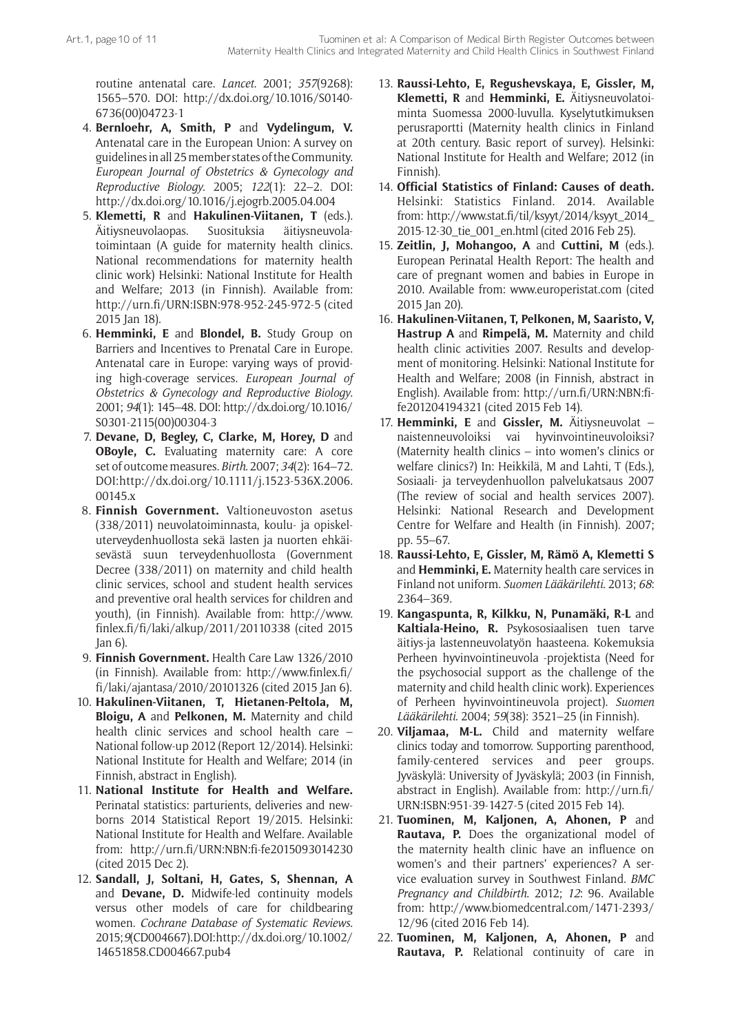routine antenatal care. *Lancet*. 2001; *357*(9268): 1565–570. DOI: http://dx.doi.org/10.1016/S0140-6736(00)04723-1

4. **Bernloehr, A, Smith, P** and **Vydelingum, V.** Antenatal care in the European Union: A survey on guidelines in all 25 member states of the Community. *European Journal of Obstetrics & Gynecology and Reproductive Biology*. 2005; *122*(1): 22–2. DOI: http://dx.doi.org/10.1016/j.ejogrb.2005.04.004
5. **Klemetti, R** and **Hakulinen-Viitanen, T** (eds.). Äitiysneuvolaopas. Suosituksia äitiysneuvolatoimintaan (A guide for maternity health clinics. National recommendations for maternity health clinic work) Helsinki: National Institute for Health and Welfare; 2013 (in Finnish). Available from: http://urn.fi/URN:ISBN:978-952-245-972-5 (cited 2015 Jan 18).
6. **Hemminki, E** and **Blondel, B.** Study Group on Barriers and Incentives to Prenatal Care in Europe. Antenatal care in Europe: varying ways of providing high-coverage services. *European Journal of Obstetrics & Gynecology and Reproductive Biology*. 2001; *94*(1): 145–48. DOI: http://dx.doi.org/10.1016/S0301-2115(00)00304-3
7. **Devane, D, Begley, C, Clarke, M, Horey, D** and **OBoyle, C.** Evaluating maternity care: A core set of outcome measures. *Birth*. 2007; *34*(2): 164–72. DOI:http://dx.doi.org/10.1111/j.1523-536X.2006.00145.x
8. **Finnish Government.** Valtioneuvoston asetus (338/2011) neuvolatoiminnasta, koulu- ja opiskeluterveydenhuollosta sekä lasten ja nuorten ehkäisevästä suun terveydenhuollosta (Government Decree (338/2011) on maternity and child health clinic services, school and student health services and preventive oral health services for children and youth), (in Finnish). Available from: http://www.finlex.fi/fi/laki/alkup/2011/20110338 (cited 2015 Jan 6).
9. **Finnish Government.** Health Care Law 1326/2010 (in Finnish). Available from: http://www.finlex.fi/fi/laki/ajantasa/2010/20101326 (cited 2015 Jan 6).
10. **Hakulinen-Viitanen, T, Hietanen-Peltola, M, Bloigu, A** and **Pelkonen, M.** Maternity and child health clinic services and school health care – National follow-up 2012 (Report 12/2014). Helsinki: National Institute for Health and Welfare; 2014 (in Finnish, abstract in English).
11. **National Institute for Health and Welfare.** Perinatal statistics: parturients, deliveries and newborns 2014 Statistical Report 19/2015. Helsinki: National Institute for Health and Welfare. Available from: http://urn.fi/URN:NBN:fi-fe2015093014230 (cited 2015 Dec 2).
12. **Sandall, J, Soltani, H, Gates, S, Shennan, A** and **Devane, D.** Midwife-led continuity models versus other models of care for childbearing women. *Cochrane Database of Systematic Reviews*. 2015;*9*(CD004667).DOI:http://dx.doi.org/10.1002/14651858.CD004667.pub4
13. **Raussi-Lehto, E, Regushevskaya, E, Gissler, M, Klemetti, R** and **Hemminki, E.** Äitiysneuvolatoiminta Suomessa 2000-luvulla. Kyselytutkimuksen perusraportti (Maternity health clinics in Finland at 20th century. Basic report of survey). Helsinki: National Institute for Health and Welfare; 2012 (in Finnish).
14. **Official Statistics of Finland: Causes of death.** Helsinki: Statistics Finland. 2014. Available from: http://www.stat.fi/til/ksyyt/2014/ksyyt_2014_2015-12-30_tie_001_en.html (cited 2016 Feb 25).
15. **Zeitlin, J, Mohangoo, A** and **Cuttini, M** (eds.). European Perinatal Health Report: The health and care of pregnant women and babies in Europe in 2010. Available from: www.europeristat.com (cited 2015 Jan 20).
16. **Hakulinen-Viitanen, T, Pelkonen, M, Saaristo, V, Hastrup A** and **Rimpelä, M.** Maternity and child health clinic activities 2007. Results and development of monitoring. Helsinki: National Institute for Health and Welfare; 2008 (in Finnish, abstract in English). Available from: http://urn.fi/URN:NBN:fi-fe201204194321 (cited 2015 Feb 14).
17. **Hemminki, E** and **Gissler, M.** Äitiysneuvolat – naistenneuvoloiksi vai hyvinvointineuvoloiksi? (Maternity health clinics – into women's clinics or welfare clinics?) In: Heikkilä, M and Lahti, T (Eds.), Sosiaali- ja terveydenhuollon palvelukatsaus 2007 (The review of social and health services 2007). Helsinki: National Research and Development Centre for Welfare and Health (in Finnish). 2007; pp. 55–67.
18. **Raussi-Lehto, E, Gissler, M, Rämö A, Klemetti S** and **Hemminki, E.** Maternity health care services in Finland not uniform. *Suomen Lääkärilehti*. 2013; *68*: 2364–369.
19. **Kangaspunta, R, Kilkku, N, Punamäki, R-L** and **Kaltiala-Heino, R.** Psykososiaalisen tuen tarve äitiys-ja lastenneuvolatyön haasteena. Kokemuksia Perheen hyvinvointineuvola -projektista (Need for the psychosocial support as the challenge of the maternity and child health clinic work). Experiences of Perheen hyvinvointineuvola project). *Suomen Lääkärilehti*. 2004; *59*(38): 3521–25 (in Finnish).
20. **Viljamaa, M-L.** Child and maternity welfare clinics today and tomorrow. Supporting parenthood, family-centered services and peer groups. Jyväskylä: University of Jyväskylä; 2003 (in Finnish, abstract in English). Available from: http://urn.fi/URN:ISBN:951-39-1427-5 (cited 2015 Feb 14).
21. **Tuominen, M, Kaljonen, A, Ahonen, P** and **Rautava, P.** Does the organizational model of the maternity health clinic have an influence on women's and their partners' experiences? A service evaluation survey in Southwest Finland. *BMC Pregnancy and Childbirth*. 2012; *12*: 96. Available from: http://www.biomedcentral.com/1471-2393/12/96 (cited 2016 Feb 14).
22. **Tuominen, M, Kaljonen, A, Ahonen, P** and **Rautava, P.** Relational continuity of care in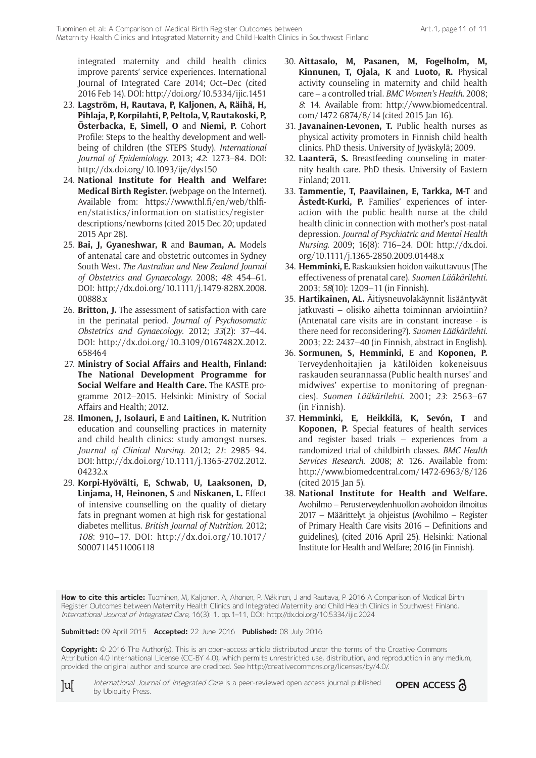integrated maternity and child health clinics improve parents' service experiences. International Journal of Integrated Care 2014; Oct–Dec (cited 2016 Feb 14). DOI: http://doi.org/10.5334/ijic.1451

23. **Lagström, H, Rautava, P, Kaljonen, A, Räihä, H, Pihlaja, P, Korpilahti, P, Peltola, V, Rautakoski, P, Österbacka, E, Simell, O** and **Niemi, P.** Cohort Profile: Steps to the healthy development and well-being of children (the STEPS Study). *International Journal of Epidemiology*. 2013; *42*: 1273–84. DOI: http://dx.doi.org/10.1093/ije/dys150
24. **National Institute for Health and Welfare: Medical Birth Register.** (webpage on the Internet). Available from: https://www.thl.fi/en/web/thlfi-en/statistics/information-on-statistics/register-descriptions/newborns (cited 2015 Dec 20; updated 2015 Apr 28).
25. **Bai, J, Gyaneshwar, R** and **Bauman, A.** Models of antenatal care and obstetric outcomes in Sydney South West. *The Australian and New Zealand Journal of Obstetrics and Gynaecology*. 2008; *48*: 454–61. DOI: http://dx.doi.org/10.1111/j.1479-828X.2008.00888.x
26. **Britton, J.** The assessment of satisfaction with care in the perinatal period. *Journal of Psychosomatic Obstetrics and Gynaecology*. 2012; *33*(2): 37–44. DOI: http://dx.doi.org/10.3109/0167482X.2012.658464
27. **Ministry of Social Affairs and Health, Finland: The National Development Programme for Social Welfare and Health Care.** The KASTE programme 2012–2015. Helsinki: Ministry of Social Affairs and Health; 2012.
28. **Ilmonen, J, Isolauri, E** and **Laitinen, K.** Nutrition education and counselling practices in maternity and child health clinics: study amongst nurses. *Journal of Clinical Nursing*. 2012; *21*: 2985–94. DOI: http://dx.doi.org/10.1111/j.1365-2702.2012.04232.x
29. **Korpi-Hyövälti, E, Schwab, U, Laaksonen, D, Linjama, H, Heinonen, S** and **Niskanen, L.** Effect of intensive counselling on the quality of dietary fats in pregnant women at high risk for gestational diabetes mellitus. *British Journal of Nutrition*. 2012; *108*: 910–17. DOI: http://dx.doi.org/10.1017/S0007114511006118
30. **Aittasalo, M, Pasanen, M, Fogelholm, M, Kinnunen, T, Ojala, K** and **Luoto, R.** Physical activity counseling in maternity and child health care – a controlled trial. *BMC Women's Health*. 2008; *8*: 14. Available from: http://www.biomedcentral.com/1472-6874/8/14 (cited 2015 Jan 16).
31. **Javanainen-Levonen, T.** Public health nurses as physical activity promoters in Finnish child health clinics. PhD thesis. University of Jyväskylä; 2009.
32. **Laanterä, S.** Breastfeeding counseling in maternity health care. PhD thesis. University of Eastern Finland; 2011.
33. **Tammentie, T, Paavilainen, E, Tarkka, M-T** and **Åstedt-Kurki, P.** Families' experiences of interaction with the public health nurse at the child health clinic in connection with mother's post-natal depression. *Journal of Psychiatric and Mental Health Nursing*. 2009; 16(8): 716–24. DOI: http://dx.doi.org/10.1111/j.1365-2850.2009.01448.x
34. **Hemminki, E.** Raskauksien hoidon vaikuttavuus (The effectiveness of prenatal care). *Suomen Lääkärilehti*. 2003; *58*(10): 1209–11 (in Finnish).
35. **Hartikainen, AL.** Äitiysneuvolakäynnit lisääntyvät jatkuvasti – olisiko aihetta toiminnan arviointiin? (Antenatal care visits are in constant increase - is there need for reconsidering?). *Suomen Lääkärilehti*. 2003; 22: 2437–40 (in Finnish, abstract in English).
36. **Sormunen, S, Hemminki, E** and **Koponen, P.** Terveydenhoitajien ja kätilöiden kokeneisuus raskauden seurannassa (Public health nurses' and midwives' expertise to monitoring of pregnancies). *Suomen Lääkärilehti*. 2001; *23*: 2563–67 (in Finnish).
37. **Hemminki, E, Heikkilä, K, Sevón, T** and **Koponen, P.** Special features of health services and register based trials – experiences from a randomized trial of childbirth classes. *BMC Health Services Research*. 2008; *8*: 126. Available from: http://www.biomedcentral.com/1472-6963/8/126 (cited 2015 Jan 5).
38. **National Institute for Health and Welfare.** Avohilmo – Perusterveydenhuollon avohoidon ilmoitus 2017 – Määrittelyt ja ohjeistus (Avohilmo – Register of Primary Health Care visits 2016 – Definitions and guidelines), (cited 2016 April 25). Helsinki: National Institute for Health and Welfare; 2016 (in Finnish).

**How to cite this article:** Tuominen, M, Kaljonen, A, Ahonen, P, Mäkinen, J and Rautava, P 2016 A Comparison of Medical Birth Register Outcomes between Maternity Health Clinics and Integrated Maternity and Child Health Clinics in Southwest Finland. *International Journal of Integrated Care*, 16(3): 1, pp. 1–11, DOI: http://dx.doi.org/10.5334/ijic.2024

**Submitted:** 09 April 2015 **Accepted:** 22 June 2016 **Published:** 08 July 2016

**Copyright:** © 2016 The Author(s). This is an open-access article distributed under the terms of the Creative Commons Attribution 4.0 International License (CC-BY 4.0), which permits unrestricted use, distribution, and reproduction in any medium, provided the original author and source are credited. See http://creativecommons.org/licenses/by/4.0/.

*International Journal of Integrated Care* is a peer-reviewed open access journal published by Ubiquity Press.

OPEN ACCESS